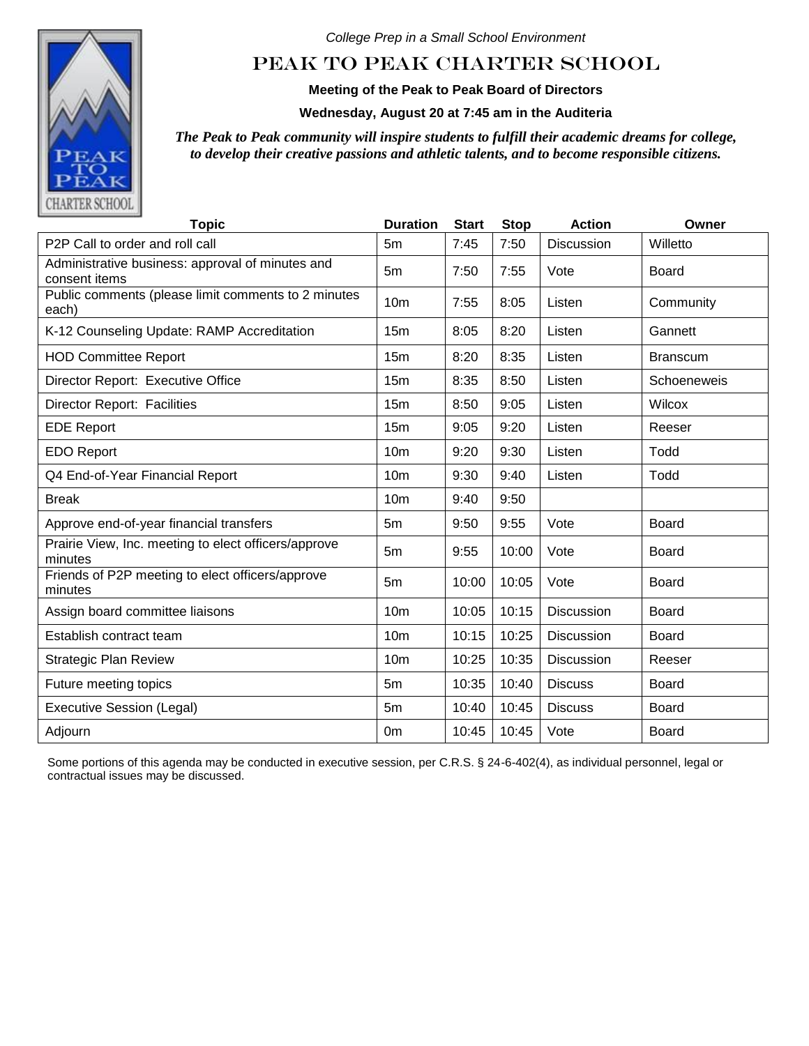*College Prep in a Small School Environment*

# PEAK TO PEAK CHARTER SCHOOL

**Meeting of the Peak to Peak Board of Directors**

**Wednesday, August 20 at 7:45 am in the Auditeria**

***The Peak to Peak community will inspire students to fulfill their academic dreams for college, to develop their creative passions and athletic talents, and to become responsible citizens.***

| Topic | Duration | Start | Stop | Action | Owner |
|---|---|---|---|---|---|
| P2P Call to order and roll call | 5m | 7:45 | 7:50 | Discussion | Willetto |
| Administrative business: approval of minutes and consent items | 5m | 7:50 | 7:55 | Vote | Board |
| Public comments (please limit comments to 2 minutes each) | 10m | 7:55 | 8:05 | Listen | Community |
| K-12 Counseling Update: RAMP Accreditation | 15m | 8:05 | 8:20 | Listen | Gannett |
| HOD Committee Report | 15m | 8:20 | 8:35 | Listen | Branscum |
| Director Report: Executive Office | 15m | 8:35 | 8:50 | Listen | Schoeneweis |
| Director Report: Facilities | 15m | 8:50 | 9:05 | Listen | Wilcox |
| EDE Report | 15m | 9:05 | 9:20 | Listen | Reeser |
| EDO Report | 10m | 9:20 | 9:30 | Listen | Todd |
| Q4 End-of-Year Financial Report | 10m | 9:30 | 9:40 | Listen | Todd |
| Break | 10m | 9:40 | 9:50 | | |
| Approve end-of-year financial transfers | 5m | 9:50 | 9:55 | Vote | Board |
| Prairie View, Inc. meeting to elect officers/approve minutes | 5m | 9:55 | 10:00 | Vote | Board |
| Friends of P2P meeting to elect officers/approve minutes | 5m | 10:00 | 10:05 | Vote | Board |
| Assign board committee liaisons | 10m | 10:05 | 10:15 | Discussion | Board |
| Establish contract team | 10m | 10:15 | 10:25 | Discussion | Board |
| Strategic Plan Review | 10m | 10:25 | 10:35 | Discussion | Reeser |
| Future meeting topics | 5m | 10:35 | 10:40 | Discuss | Board |
| Executive Session (Legal) | 5m | 10:40 | 10:45 | Discuss | Board |
| Adjourn | 0m | 10:45 | 10:45 | Vote | Board |

Some portions of this agenda may be conducted in executive session, per C.R.S. § 24-6-402(4), as individual personnel, legal or contractual issues may be discussed.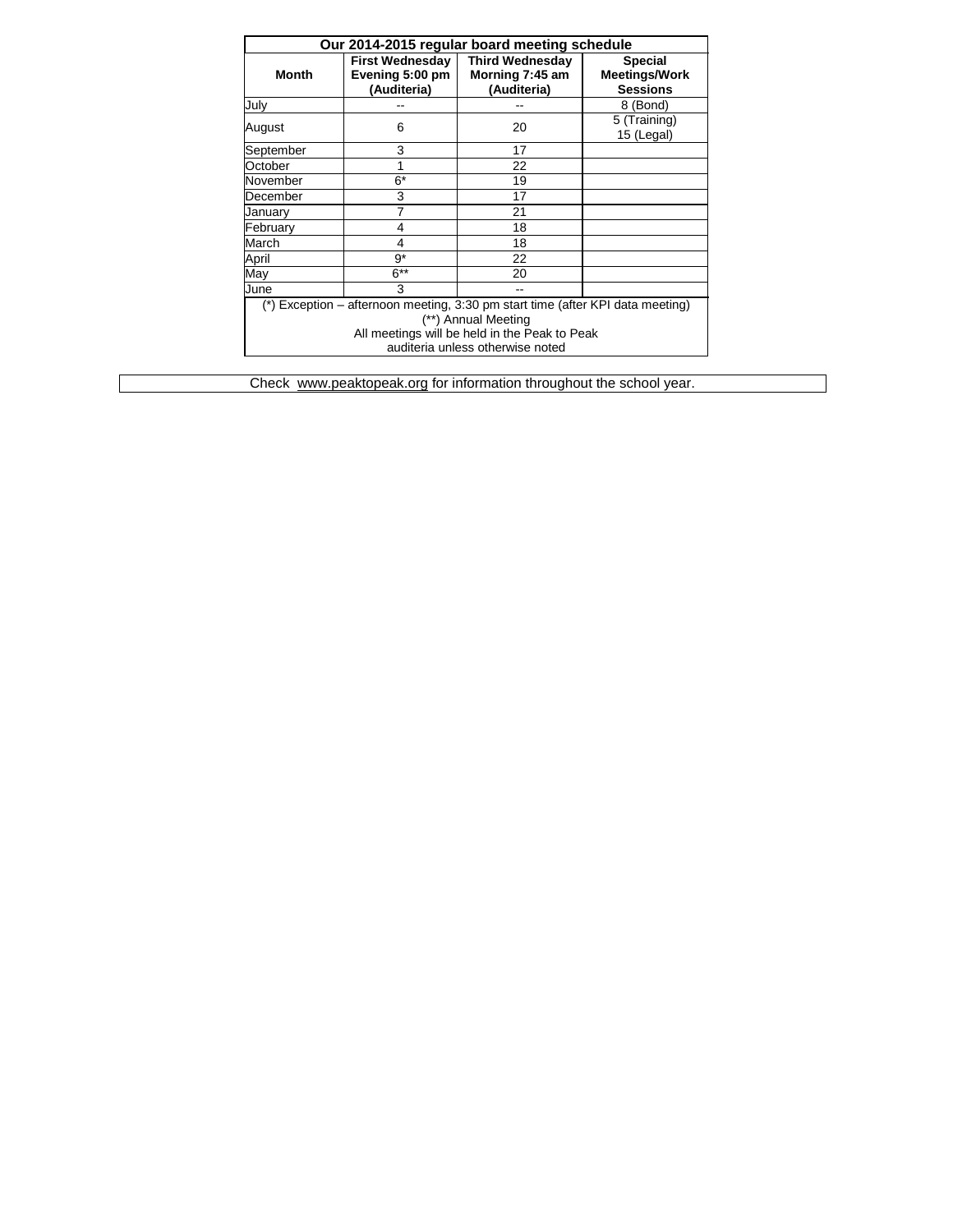| Our 2014-2015 regular board meeting schedule | | | |
|---|---|---|---|
| **Month** | **First Wednesday Evening 5:00 pm (Auditeria)** | **Third Wednesday Morning 7:45 am (Auditeria)** | **Special Meetings/Work Sessions** |
| July | -- | -- | 8 (Bond) |
| August | 6 | 20 | 5 (Training) 15 (Legal) |
| September | 3 | 17 | |
| October | 1 | 22 | |
| November | 6* | 19 | |
| December | 3 | 17 | |
| January | 7 | 21 | |
| February | 4 | 18 | |
| March | 4 | 18 | |
| April | 9* | 22 | |
| May | 6** | 20 | |
| June | 3 | -- | |

(*) Exception – afternoon meeting, 3:30 pm start time (after KPI data meeting)
(**) Annual Meeting
All meetings will be held in the Peak to Peak auditeria unless otherwise noted

Check www.peaktopeak.org for information throughout the school year.